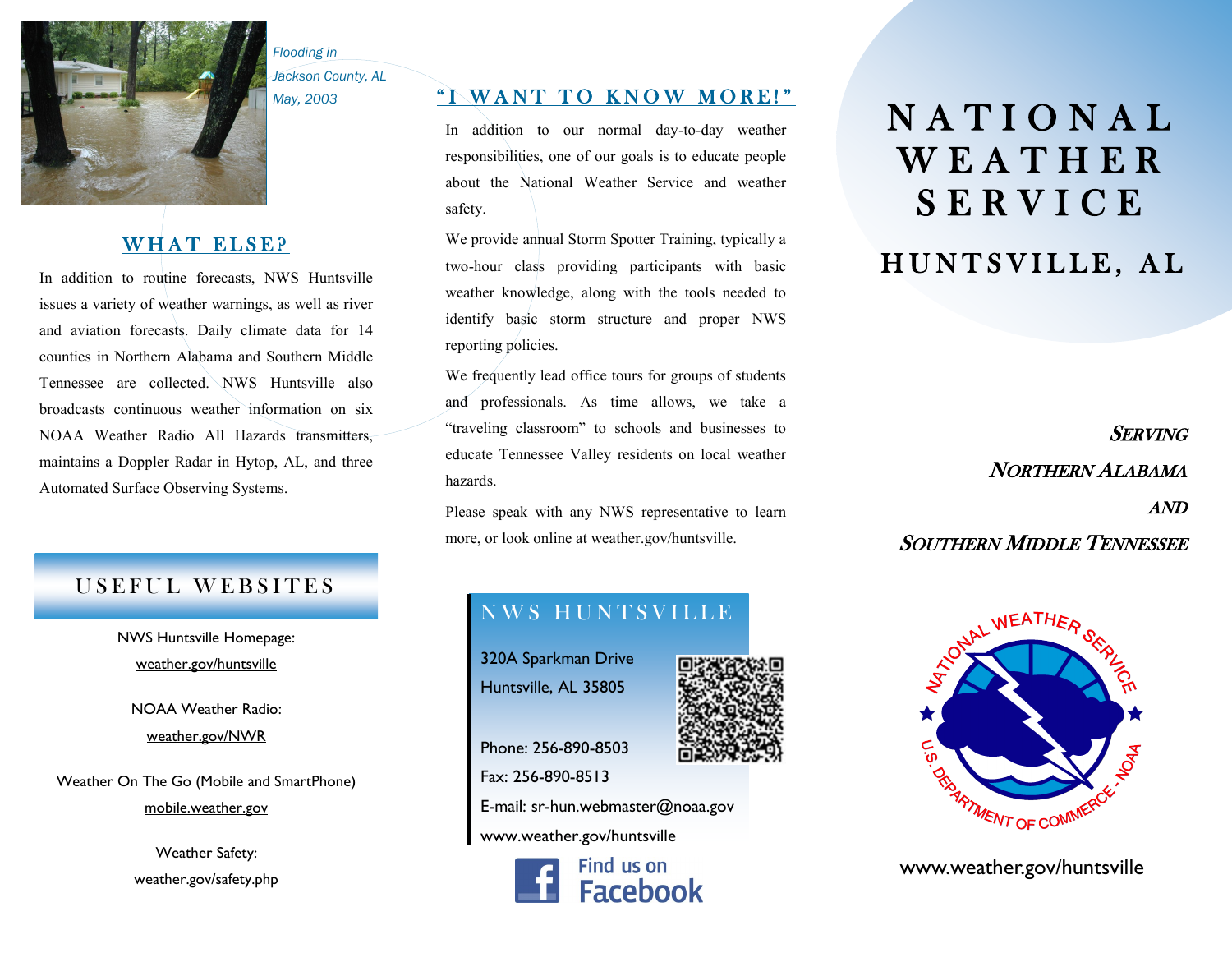Flooding in Jackson County, AL May, 2003

## WHAT ELSE?

In addition to routine forecasts, NWS Huntsville issues a variety of weather warnings, as well as river and aviation forecasts. Daily climate data for 14 counties in Northern Alabama and Southern Middle Tennessee are collected. NWS Huntsville also broadcasts continuous weather information on six NOAA Weather Radio All Hazards transmitters, maintains a Doppler Radar in Hytop, AL, and three Automated Surface Observing Systems.

## USEFUL WEBSITES

NWS Huntsville Homepage:
weather.gov/huntsville

NOAA Weather Radio:
weather.gov/NWR

Weather On The Go (Mobile and SmartPhone)
mobile.weather.gov

Weather Safety:
weather.gov/safety.php

## "I WANT TO KNOW MORE!"

In addition to our normal day-to-day weather responsibilities, one of our goals is to educate people about the National Weather Service and weather safety.

We provide annual Storm Spotter Training, typically a two-hour class providing participants with basic weather knowledge, along with the tools needed to identify basic storm structure and proper NWS reporting policies.

We frequently lead office tours for groups of students and professionals. As time allows, we take a "traveling classroom" to schools and businesses to educate Tennessee Valley residents on local weather hazards.

Please speak with any NWS representative to learn more, or look online at weather.gov/huntsville.

## NWS HUNTSVILLE

320A Sparkman Drive
Huntsville, AL 35805

Phone: 256-890-8503
Fax: 256-890-8513
E-mail: sr-hun.webmaster@noaa.gov
www.weather.gov/huntsville

Find us on Facebook

# NATIONAL WEATHER SERVICE

## HUNTSVILLE, AL

*SERVING NORTHERN ALABAMA AND SOUTHERN MIDDLE TENNESSEE*

NATIONAL WEATHER SERVICE
U.S. DEPARTMENT OF COMMERCE - NOAA

www.weather.gov/huntsville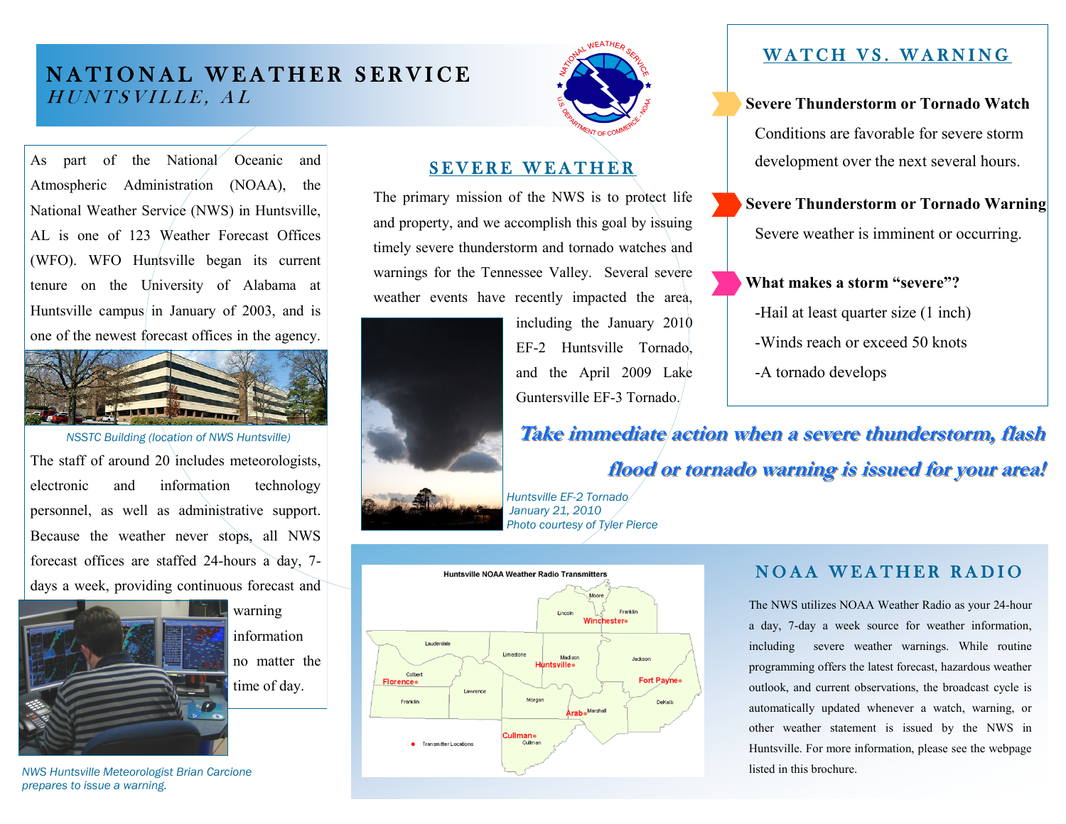# NATIONAL WEATHER SERVICE

*HUNTSVILLE, AL*

As part of the National Oceanic and Atmospheric Administration (NOAA), the National Weather Service (NWS) in Huntsville, AL is one of 123 Weather Forecast Offices (WFO). WFO Huntsville began its current tenure on the University of Alabama at Huntsville campus in January of 2003, and is one of the newest forecast offices in the agency.

*NSSTC Building (location of NWS Huntsville)*

The staff of around 20 includes meteorologists, electronic and information technology personnel, as well as administrative support. Because the weather never stops, all NWS forecast offices are staffed 24-hours a day, 7-days a week, providing continuous forecast and warning information no matter the time of day.

*NWS Huntsville Meteorologist Brian Carcione prepares to issue a warning.*

## SEVERE WEATHER

The primary mission of the NWS is to protect life and property, and we accomplish this goal by issuing timely severe thunderstorm and tornado watches and warnings for the Tennessee Valley. Several severe weather events have recently impacted the area, including the January 2010 EF-2 Huntsville Tornado, and the April 2009 Lake Guntersville EF-3 Tornado.

*Huntsville EF-2 Tornado January 21, 2010 Photo courtesy of Tyler Pierce*

***Take immediate action when a severe thunderstorm, flash flood or tornado warning is issued for your area!***

## WATCH VS. WARNING

**Severe Thunderstorm or Tornado Watch**

Conditions are favorable for severe storm development over the next several hours.

**Severe Thunderstorm or Tornado Warning**

Severe weather is imminent or occurring.

**What makes a storm "severe"?**

-Hail at least quarter size (1 inch)

-Winds reach or exceed 50 knots

-A tornado develops

## NOAA WEATHER RADIO

Huntsville NOAA Weather Radio Transmitters

Moore
Lincoln
Franklin
Winchester
Lauderdale
Limestone
Madison
Huntsville
Jackson
Colbert
Florence
Fort Payne
Lawrence
Franklin
Morgan
DeKalb
Arab
Marshall
Cullman
Cullman
Transmitter Locations

The NWS utilizes NOAA Weather Radio as your 24-hour a day, 7-day a week source for weather information, including severe weather warnings. While routine programming offers the latest forecast, hazardous weather outlook, and current observations, the broadcast cycle is automatically updated whenever a watch, warning, or other weather statement is issued by the NWS in Huntsville. For more information, please see the webpage listed in this brochure.